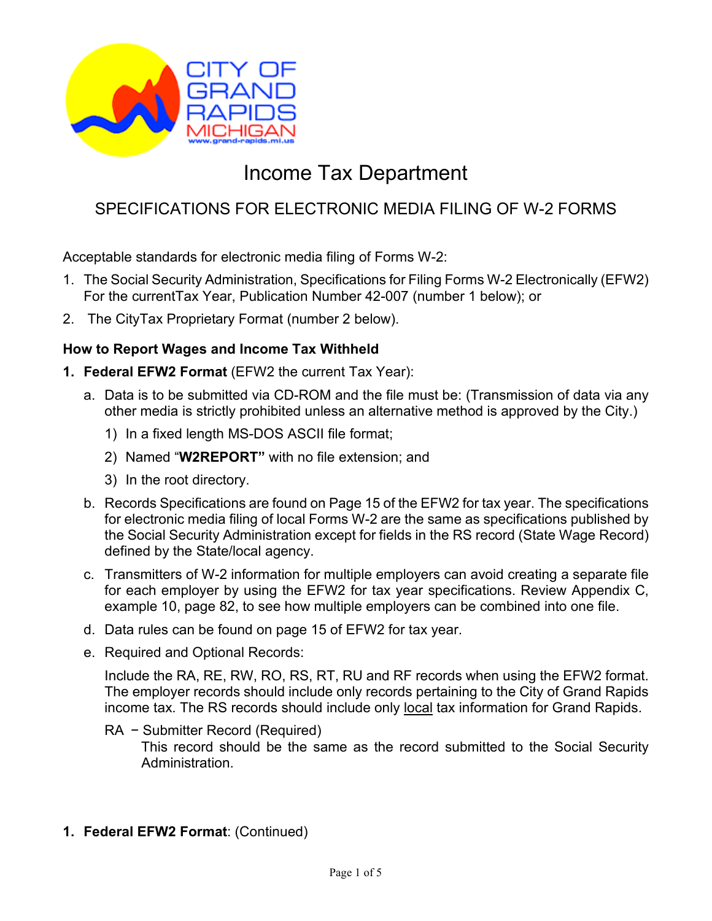CITY OF GRAND RAPIDS MICHIGAN
www.grand-rapids.mi.us

# Income Tax Department

## SPECIFICATIONS FOR ELECTRONIC MEDIA FILING OF W-2 FORMS

Acceptable standards for electronic media filing of Forms W-2:

1. The Social Security Administration, Specifications for Filing Forms W-2 Electronically (EFW2) For the currentTax Year, Publication Number 42-007 (number 1 below); or
2. The CityTax Proprietary Format (number 2 below).

### How to Report Wages and Income Tax Withheld

1. **Federal EFW2 Format** (EFW2 the current Tax Year):
   a. Data is to be submitted via CD-ROM and the file must be: (Transmission of data via any other media is strictly prohibited unless an alternative method is approved by the City.)
      1) In a fixed length MS-DOS ASCII file format;
      2) Named "**W2REPORT"** with no file extension; and
      3) In the root directory.

   b. Records Specifications are found on Page 15 of the EFW2 for tax year. The specifications for electronic media filing of local Forms W-2 are the same as specifications published by the Social Security Administration except for fields in the RS record (State Wage Record) defined by the State/local agency.

   c. Transmitters of W-2 information for multiple employers can avoid creating a separate file for each employer by using the EFW2 for tax year specifications. Review Appendix C, example 10, page 82, to see how multiple employers can be combined into one file.

   d. Data rules can be found on page 15 of EFW2 for tax year.

   e. Required and Optional Records:

      Include the RA, RE, RW, RO, RS, RT, RU and RF records when using the EFW2 format. The employer records should include only records pertaining to the City of Grand Rapids income tax. The RS records should include only <u>local</u> tax information for Grand Rapids.

      RA − Submitter Record (Required)
      This record should be the same as the record submitted to the Social Security Administration.

1. **Federal EFW2 Format**: (Continued)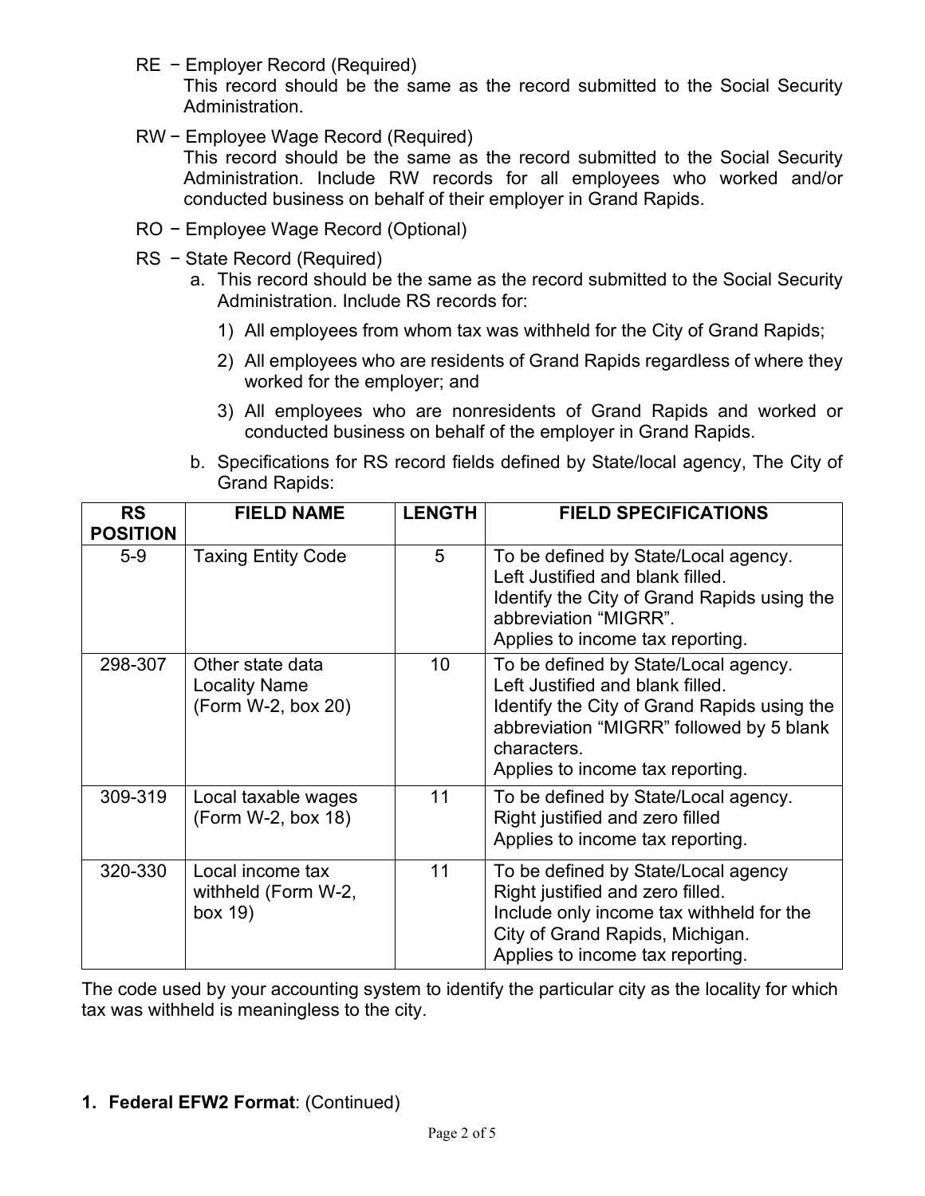- RE − Employer Record (Required)
  This record should be the same as the record submitted to the Social Security Administration.
- RW − Employee Wage Record (Required)
  This record should be the same as the record submitted to the Social Security Administration. Include RW records for all employees who worked and/or conducted business on behalf of their employer in Grand Rapids.
- RO − Employee Wage Record (Optional)
- RS − State Record (Required)
  a. This record should be the same as the record submitted to the Social Security Administration. Include RS records for:
     1) All employees from whom tax was withheld for the City of Grand Rapids;
     2) All employees who are residents of Grand Rapids regardless of where they worked for the employer; and
     3) All employees who are nonresidents of Grand Rapids and worked or conducted business on behalf of the employer in Grand Rapids.
  b. Specifications for RS record fields defined by State/local agency, The City of Grand Rapids:

| RS POSITION | FIELD NAME | LENGTH | FIELD SPECIFICATIONS |
|---|---|---|---|
| 5-9 | Taxing Entity Code | 5 | To be defined by State/Local agency.<br>Left Justified and blank filled.<br>Identify the City of Grand Rapids using the abbreviation “MIGRR”.<br>Applies to income tax reporting. |
| 298-307 | Other state data Locality Name (Form W-2, box 20) | 10 | To be defined by State/Local agency.<br>Left Justified and blank filled.<br>Identify the City of Grand Rapids using the abbreviation “MIGRR” followed by 5 blank characters.<br>Applies to income tax reporting. |
| 309-319 | Local taxable wages (Form W-2, box 18) | 11 | To be defined by State/Local agency.<br>Right justified and zero filled<br>Applies to income tax reporting. |
| 320-330 | Local income tax withheld (Form W-2, box 19) | 11 | To be defined by State/Local agency<br>Right justified and zero filled.<br>Include only income tax withheld for the City of Grand Rapids, Michigan.<br>Applies to income tax reporting. |

The code used by your accounting system to identify the particular city as the locality for which tax was withheld is meaningless to the city.

**1. Federal EFW2 Format**: (Continued)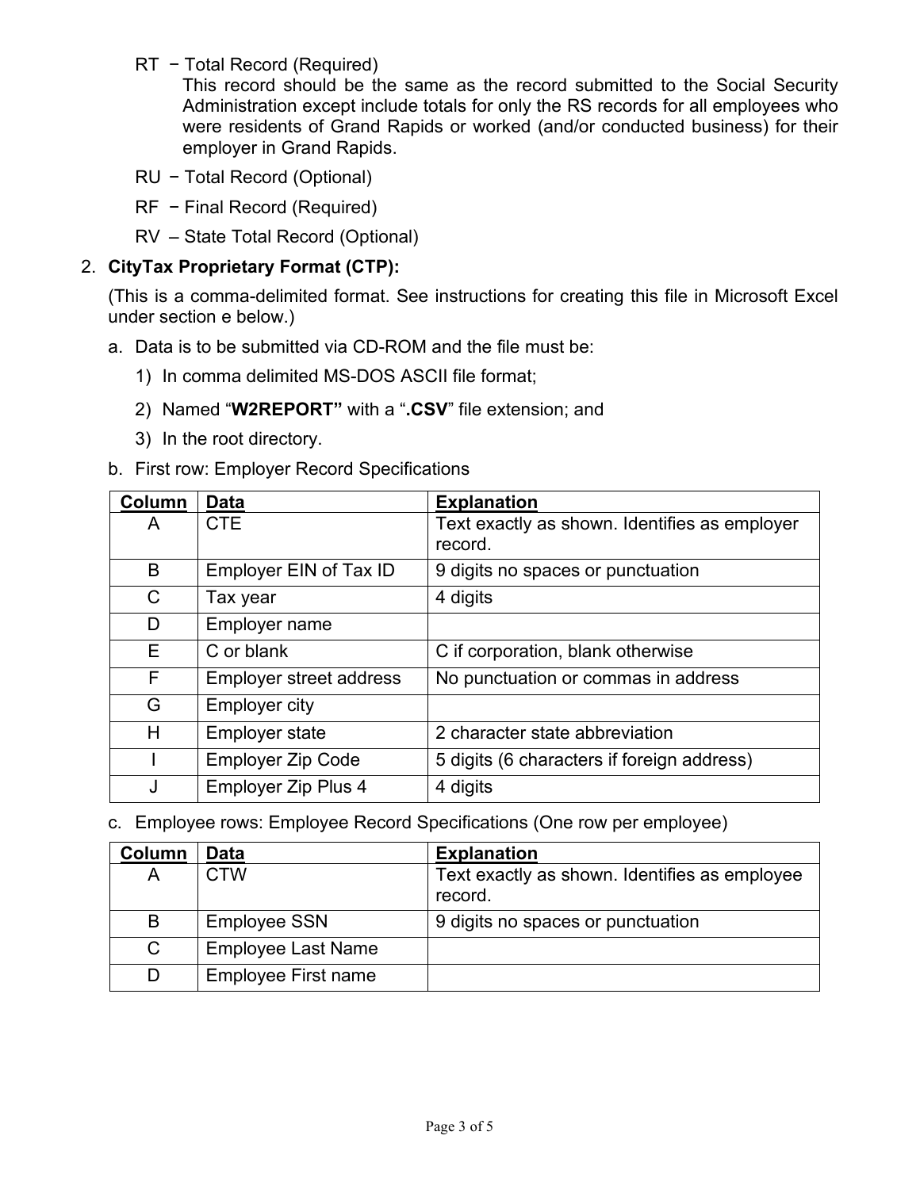RT − Total Record (Required)

This record should be the same as the record submitted to the Social Security Administration except include totals for only the RS records for all employees who were residents of Grand Rapids or worked (and/or conducted business) for their employer in Grand Rapids.

RU − Total Record (Optional)

RF − Final Record (Required)

RV – State Total Record (Optional)

2. **CityTax Proprietary Format (CTP):**

   (This is a comma-delimited format. See instructions for creating this file in Microsoft Excel under section e below.)

   a. Data is to be submitted via CD-ROM and the file must be:

      1) In comma delimited MS-DOS ASCII file format;

      2) Named "**W2REPORT"** with a "**.CSV**" file extension; and

      3) In the root directory.

   b. First row: Employer Record Specifications

| Column | Data | Explanation |
|---|---|---|
| A | CTE | Text exactly as shown. Identifies as employer record. |
| B | Employer EIN of Tax ID | 9 digits no spaces or punctuation |
| C | Tax year | 4 digits |
| D | Employer name | |
| E | C or blank | C if corporation, blank otherwise |
| F | Employer street address | No punctuation or commas in address |
| G | Employer city | |
| H | Employer state | 2 character state abbreviation |
| I | Employer Zip Code | 5 digits (6 characters if foreign address) |
| J | Employer Zip Plus 4 | 4 digits |

   c. Employee rows: Employee Record Specifications (One row per employee)

| Column | Data | Explanation |
|---|---|---|
| A | CTW | Text exactly as shown. Identifies as employee record. |
| B | Employee SSN | 9 digits no spaces or punctuation |
| C | Employee Last Name | |
| D | Employee First name | |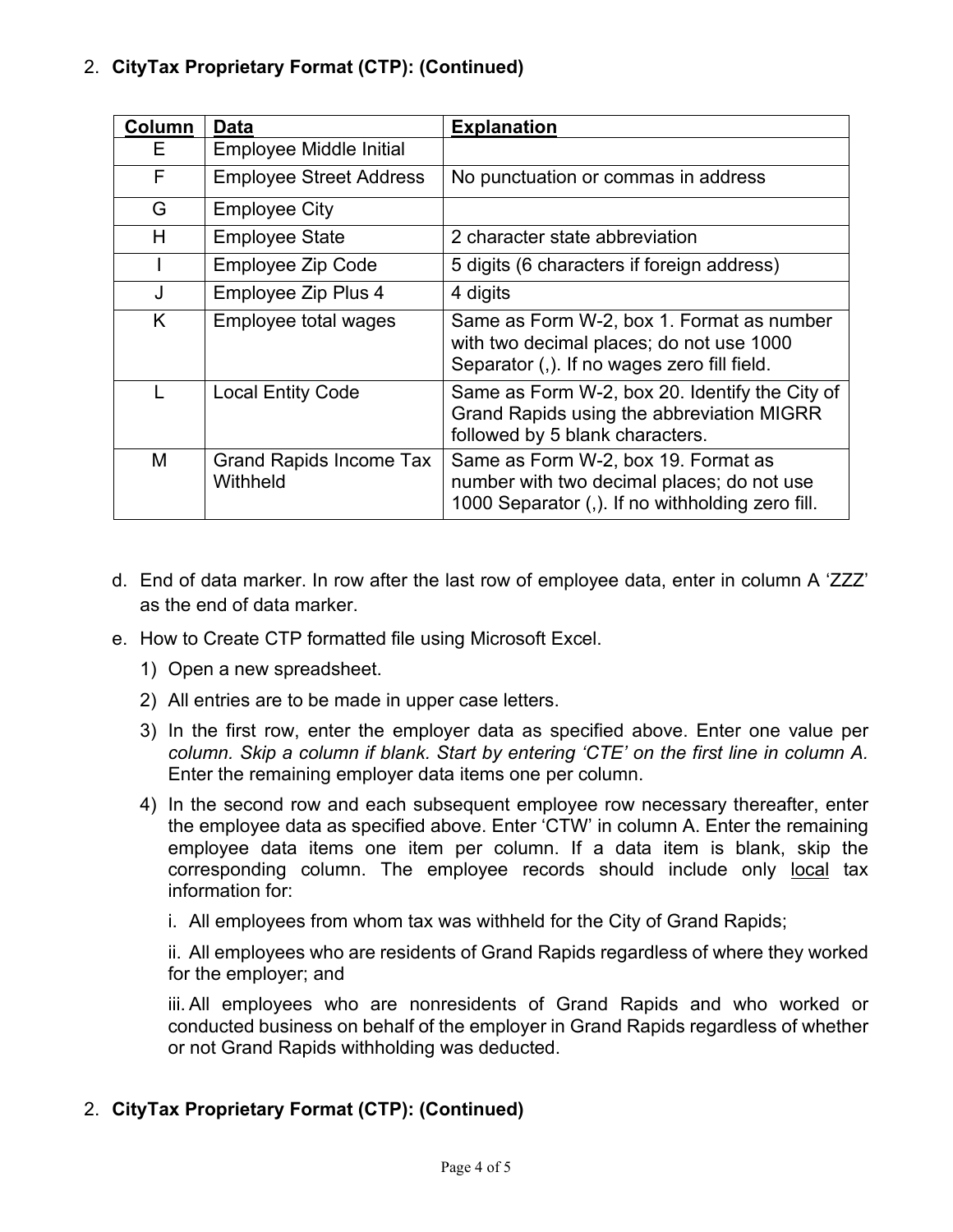2. **CityTax Proprietary Format (CTP): (Continued)**

| Column | Data | Explanation |
|---|---|---|
| E | Employee Middle Initial | |
| F | Employee Street Address | No punctuation or commas in address |
| G | Employee City | |
| H | Employee State | 2 character state abbreviation |
| I | Employee Zip Code | 5 digits (6 characters if foreign address) |
| J | Employee Zip Plus 4 | 4 digits |
| K | Employee total wages | Same as Form W-2, box 1. Format as number with two decimal places; do not use 1000 Separator (,). If no wages zero fill field. |
| L | Local Entity Code | Same as Form W-2, box 20. Identify the City of Grand Rapids using the abbreviation MIGRR followed by 5 blank characters. |
| M | Grand Rapids Income Tax Withheld | Same as Form W-2, box 19. Format as number with two decimal places; do not use 1000 Separator (,). If no withholding zero fill. |

d. End of data marker. In row after the last row of employee data, enter in column A 'ZZZ' as the end of data marker.

e. How to Create CTP formatted file using Microsoft Excel.

1) Open a new spreadsheet.

2) All entries are to be made in upper case letters.

3) In the first row, enter the employer data as specified above. Enter one value per *column. Skip a column if blank. Start by entering 'CTE' on the first line in column A.* Enter the remaining employer data items one per column.

4) In the second row and each subsequent employee row necessary thereafter, enter the employee data as specified above. Enter 'CTW' in column A. Enter the remaining employee data items one item per column. If a data item is blank, skip the corresponding column. The employee records should include only <u>local</u> tax information for:

i. All employees from whom tax was withheld for the City of Grand Rapids;

ii. All employees who are residents of Grand Rapids regardless of where they worked for the employer; and

iii. All employees who are nonresidents of Grand Rapids and who worked or conducted business on behalf of the employer in Grand Rapids regardless of whether or not Grand Rapids withholding was deducted.

2. **CityTax Proprietary Format (CTP): (Continued)**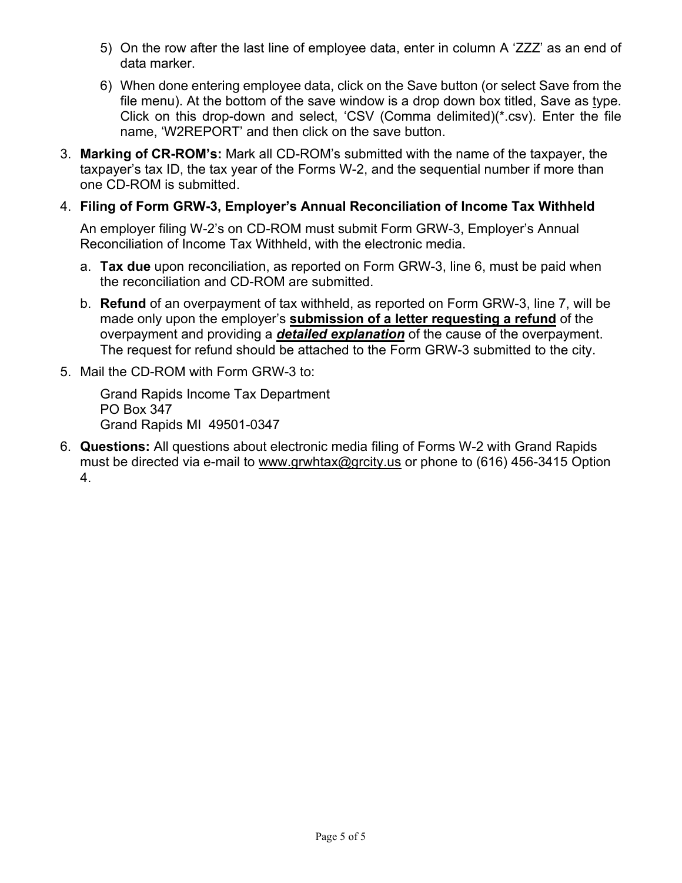5) On the row after the last line of employee data, enter in column A 'ZZZ' as an end of data marker.

6) When done entering employee data, click on the Save button (or select Save from the file menu). At the bottom of the save window is a drop down box titled, Save as type. Click on this drop-down and select, 'CSV (Comma delimited)(*.csv). Enter the file name, 'W2REPORT' and then click on the save button.

3. **Marking of CR-ROM's:** Mark all CD-ROM's submitted with the name of the taxpayer, the taxpayer's tax ID, the tax year of the Forms W-2, and the sequential number if more than one CD-ROM is submitted.

4. **Filing of Form GRW-3, Employer's Annual Reconciliation of Income Tax Withheld**

   An employer filing W-2's on CD-ROM must submit Form GRW-3, Employer's Annual Reconciliation of Income Tax Withheld, with the electronic media.

   a. **Tax due** upon reconciliation, as reported on Form GRW-3, line 6, must be paid when the reconciliation and CD-ROM are submitted.

   b. **Refund** of an overpayment of tax withheld, as reported on Form GRW-3, line 7, will be made only upon the employer's **submission of a letter requesting a refund** of the overpayment and providing a ***detailed explanation*** of the cause of the overpayment. The request for refund should be attached to the Form GRW-3 submitted to the city.

5. Mail the CD-ROM with Form GRW-3 to:

   Grand Rapids Income Tax Department
   PO Box 347
   Grand Rapids MI 49501-0347

6. **Questions:** All questions about electronic media filing of Forms W-2 with Grand Rapids must be directed via e-mail to www.grwhtax@grcity.us or phone to (616) 456-3415 Option 4.